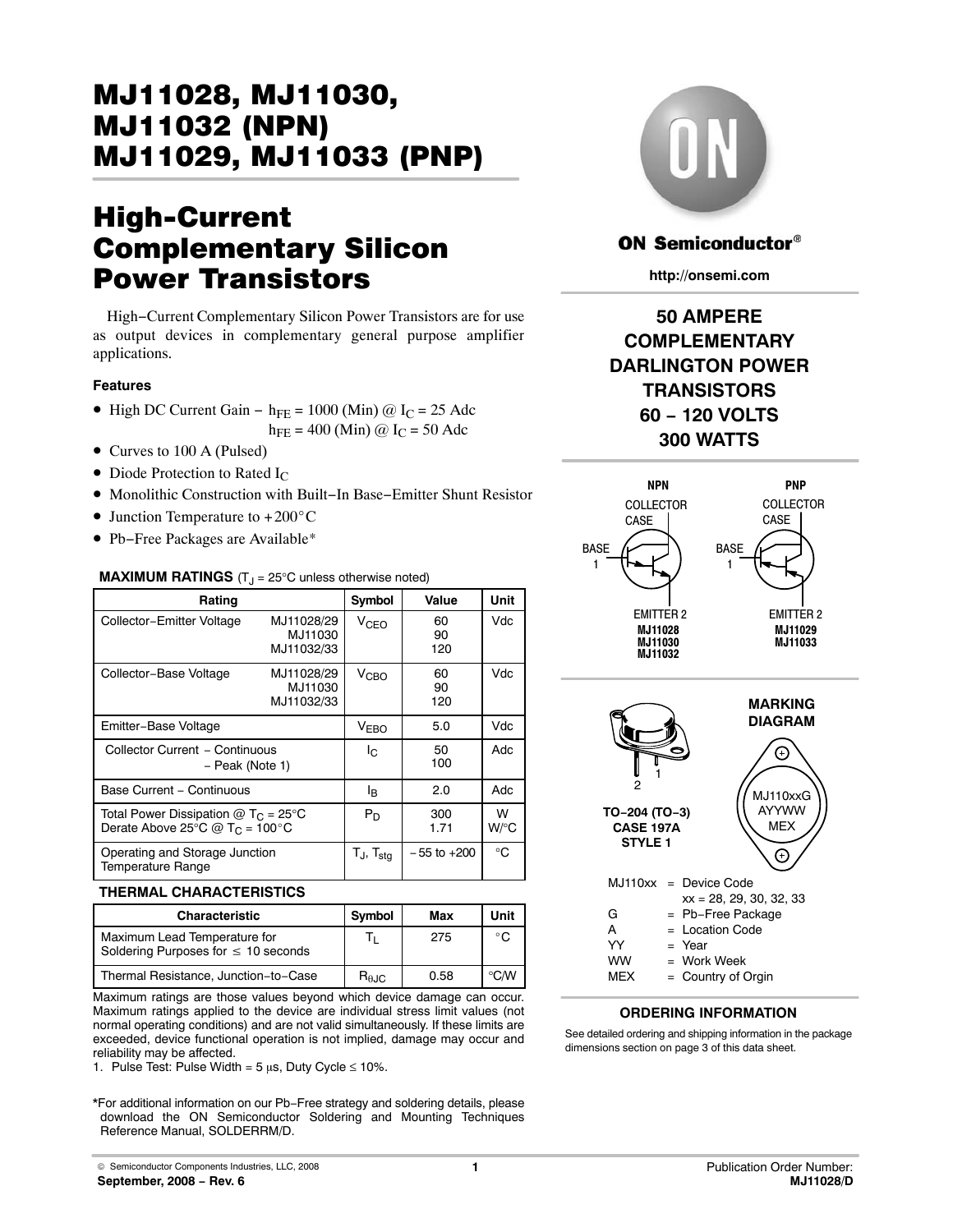# MJ11028, MJ11030, MJ11032 (NPN) MJ11029, MJ11033 (PNP)

## High-Current Complementary Silicon Power Transistors

High−Current Complementary Silicon Power Transistors are for use as output devices in complementary general purpose amplifier applications.

### Features

- High DC Current Gain − $h_{FE}$ = 1000 (Min) @ $I_C$ = 25 Adc
  $h_{FE}$ = 400 (Min) @ $I_C$ = 50 Adc
- Curves to 100 A (Pulsed)
- Diode Protection to Rated $I_C$
- Monolithic Construction with Built−In Base−Emitter Shunt Resistor
- Junction Temperature to +200°C
- Pb−Free Packages are Available*

**MAXIMUM RATINGS** ($T_J$ = 25°C unless otherwise noted)

| Rating | | Symbol | Value | Unit |
|---|---|---|---|---|
| Collector−Emitter Voltage | MJ11028/29<br>MJ11030<br>MJ11032/33 | $V_{CEO}$ | 60<br>90<br>120 | Vdc |
| Collector−Base Voltage | MJ11028/29<br>MJ11030<br>MJ11032/33 | $V_{CBO}$ | 60<br>90<br>120 | Vdc |
| Emitter−Base Voltage | | $V_{EBO}$ | 5.0 | Vdc |
| Collector Current − Continuous<br>− Peak (Note 1) | | $I_C$ | 50<br>100 | Adc |
| Base Current − Continuous | | $I_B$ | 2.0 | Adc |
| Total Power Dissipation @ $T_C$ = 25°C<br>Derate Above 25°C @ $T_C$ = 100°C | | $P_D$ | 300<br>1.71 | W<br>W/°C |
| Operating and Storage Junction Temperature Range | | $T_J$, $T_{stg}$ | −55 to +200 | °C |

**THERMAL CHARACTERISTICS**

| Characteristic | Symbol | Max | Unit |
|---|---|---|---|
| Maximum Lead Temperature for Soldering Purposes for ≤ 10 seconds | $T_L$ | 275 | °C |
| Thermal Resistance, Junction−to−Case | $R_{\theta JC}$ | 0.58 | °C/W |

Maximum ratings are those values beyond which device damage can occur. Maximum ratings applied to the device are individual stress limit values (not normal operating conditions) and are not valid simultaneously. If these limits are exceeded, device functional operation is not implied, damage may occur and reliability may be affected.

1. Pulse Test: Pulse Width = 5 μs, Duty Cycle ≤ 10%.

*For additional information on our Pb−Free strategy and soldering details, please download the ON Semiconductor Soldering and Mounting Techniques Reference Manual, SOLDERRM/D.

**ON Semiconductor®**

**http://onsemi.com**

**50 AMPERE COMPLEMENTARY DARLINGTON POWER TRANSISTORS 60 − 120 VOLTS 300 WATTS**

NPN: COLLECTOR CASE, BASE 1, EMITTER 2 — MJ11028, MJ11030, MJ11032

PNP: COLLECTOR CASE, BASE 1, EMITTER 2 — MJ11029, MJ11033

**TO−204 (TO−3) CASE 197A STYLE 1**

**MARKING DIAGRAM**

MJ110xxG
AYYWW
MEX

MJ110xx = Device Code
xx = 28, 29, 30, 32, 33
G = Pb−Free Package
A = Location Code
YY = Year
WW = Work Week
MEX = Country of Orgin

**ORDERING INFORMATION**

See detailed ordering and shipping information in the package dimensions section on page 3 of this data sheet.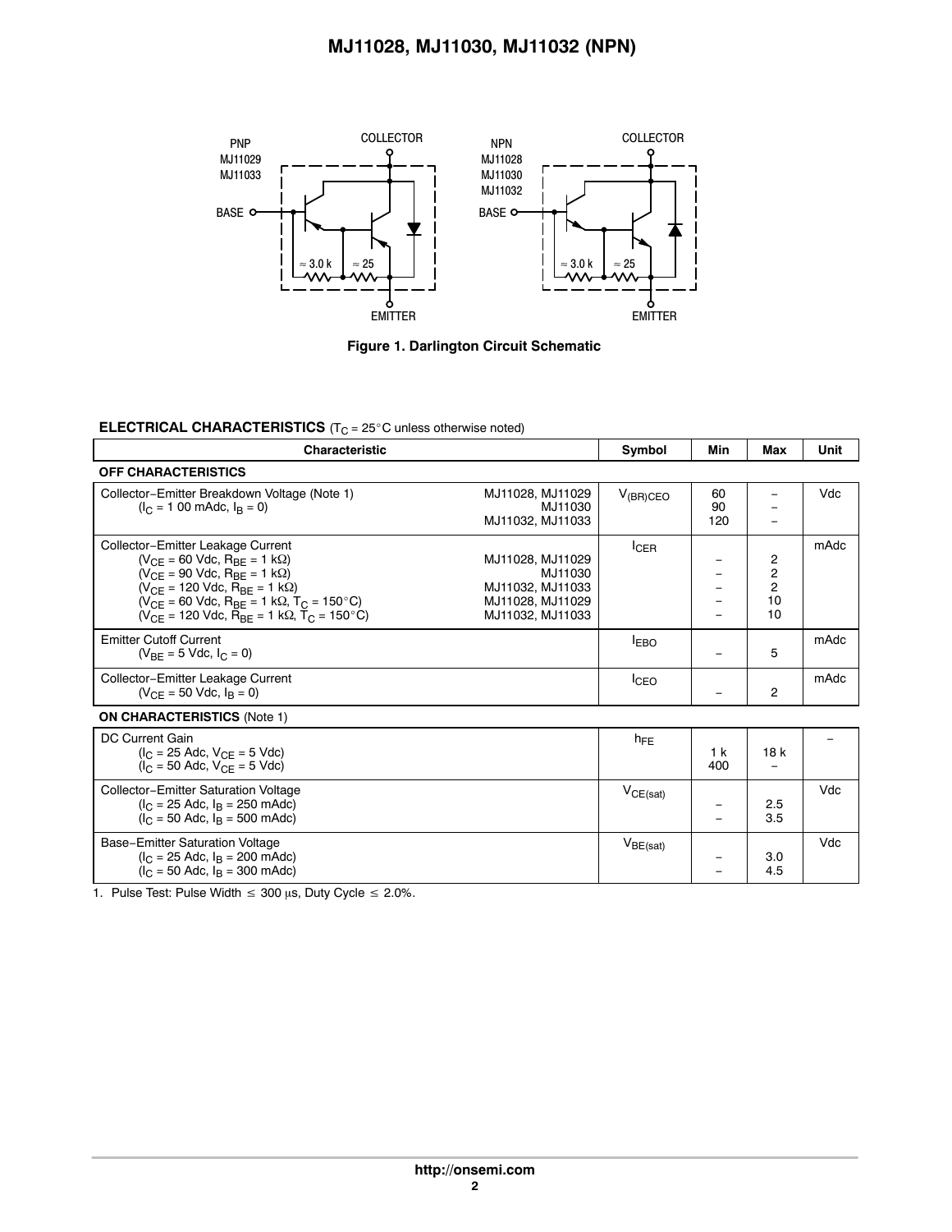Figure 1. Darlington Circuit Schematic

**ELECTRICAL CHARACTERISTICS** ($T_C$ = 25°C unless otherwise noted)

| Characteristic | | Symbol | Min | Max | Unit |
|---|---|---|---|---|---|
| **OFF CHARACTERISTICS** | | | | | |
| Collector−Emitter Breakdown Voltage (Note 1) ($I_C$ = 1 00 mAdc, $I_B$ = 0) | MJ11028, MJ11029<br>MJ11030<br>MJ11032, MJ11033 | $V_{(BR)CEO}$ | 60<br>90<br>120 | −<br>−<br>− | Vdc |
| Collector−Emitter Leakage Current<br>($V_{CE}$ = 60 Vdc, $R_{BE}$ = 1 kΩ)<br>($V_{CE}$ = 90 Vdc, $R_{BE}$ = 1 kΩ)<br>($V_{CE}$ = 120 Vdc, $R_{BE}$ = 1 kΩ)<br>($V_{CE}$ = 60 Vdc, $R_{BE}$ = 1 kΩ, $T_C$ = 150°C)<br>($V_{CE}$ = 120 Vdc, $R_{BE}$ = 1 kΩ, $T_C$ = 150°C) | MJ11028, MJ11029<br>MJ11030<br>MJ11032, MJ11033<br>MJ11028, MJ11029<br>MJ11032, MJ11033 | $I_{CER}$ | −<br>−<br>−<br>−<br>− | 2<br>2<br>2<br>10<br>10 | mAdc |
| Emitter Cutoff Current ($V_{BE}$ = 5 Vdc, $I_C$ = 0) | | $I_{EBO}$ | − | 5 | mAdc |
| Collector−Emitter Leakage Current ($V_{CE}$ = 50 Vdc, $I_B$ = 0) | | $I_{CEO}$ | − | 2 | mAdc |
| **ON CHARACTERISTICS** (Note 1) | | | | | |
| DC Current Gain<br>($I_C$ = 25 Adc, $V_{CE}$ = 5 Vdc)<br>($I_C$ = 50 Adc, $V_{CE}$ = 5 Vdc) | | $h_{FE}$ | 1 k<br>400 | 18 k<br>− | − |
| Collector−Emitter Saturation Voltage<br>($I_C$ = 25 Adc, $I_B$ = 250 mAdc)<br>($I_C$ = 50 Adc, $I_B$ = 500 mAdc) | | $V_{CE(sat)}$ | −<br>− | 2.5<br>3.5 | Vdc |
| Base−Emitter Saturation Voltage<br>($I_C$ = 25 Adc, $I_B$ = 200 mAdc)<br>($I_C$ = 50 Adc, $I_B$ = 300 mAdc) | | $V_{BE(sat)}$ | −<br>− | 3.0<br>4.5 | Vdc |

1. Pulse Test: Pulse Width ≤ 300 μs, Duty Cycle ≤ 2.0%.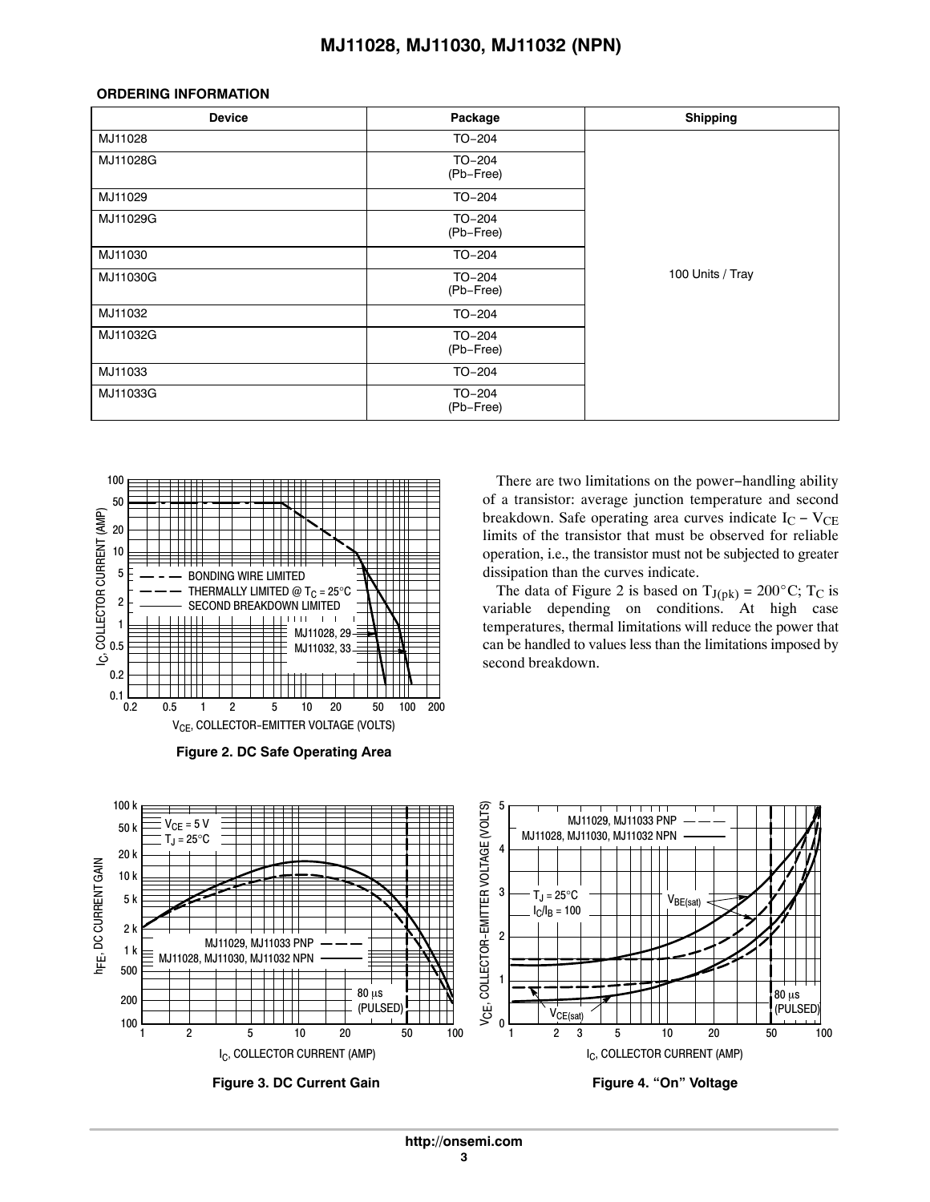## ORDERING INFORMATION

| Device | Package | Shipping |
| --- | --- | --- |
| MJ11028 | TO−204 | 100 Units / Tray |
| MJ11028G | TO−204 (Pb−Free) | |
| MJ11029 | TO−204 | |
| MJ11029G | TO−204 (Pb−Free) | |
| MJ11030 | TO−204 | |
| MJ11030G | TO−204 (Pb−Free) | |
| MJ11032 | TO−204 | |
| MJ11032G | TO−204 (Pb−Free) | |
| MJ11033 | TO−204 | |
| MJ11033G | TO−204 (Pb−Free) | |

Figure 2. DC Safe Operating Area

There are two limitations on the power−handling ability of a transistor: average junction temperature and second breakdown. Safe operating area curves indicate $I_C - V_{CE}$ limits of the transistor that must be observed for reliable operation, i.e., the transistor must not be subjected to greater dissipation than the curves indicate.

The data of Figure 2 is based on $T_{J(pk)} = 200°C$; $T_C$ is variable depending on conditions. At high case temperatures, thermal limitations will reduce the power that can be handled to values less than the limitations imposed by second breakdown.

Figure 3. DC Current Gain

Figure 4. "On" Voltage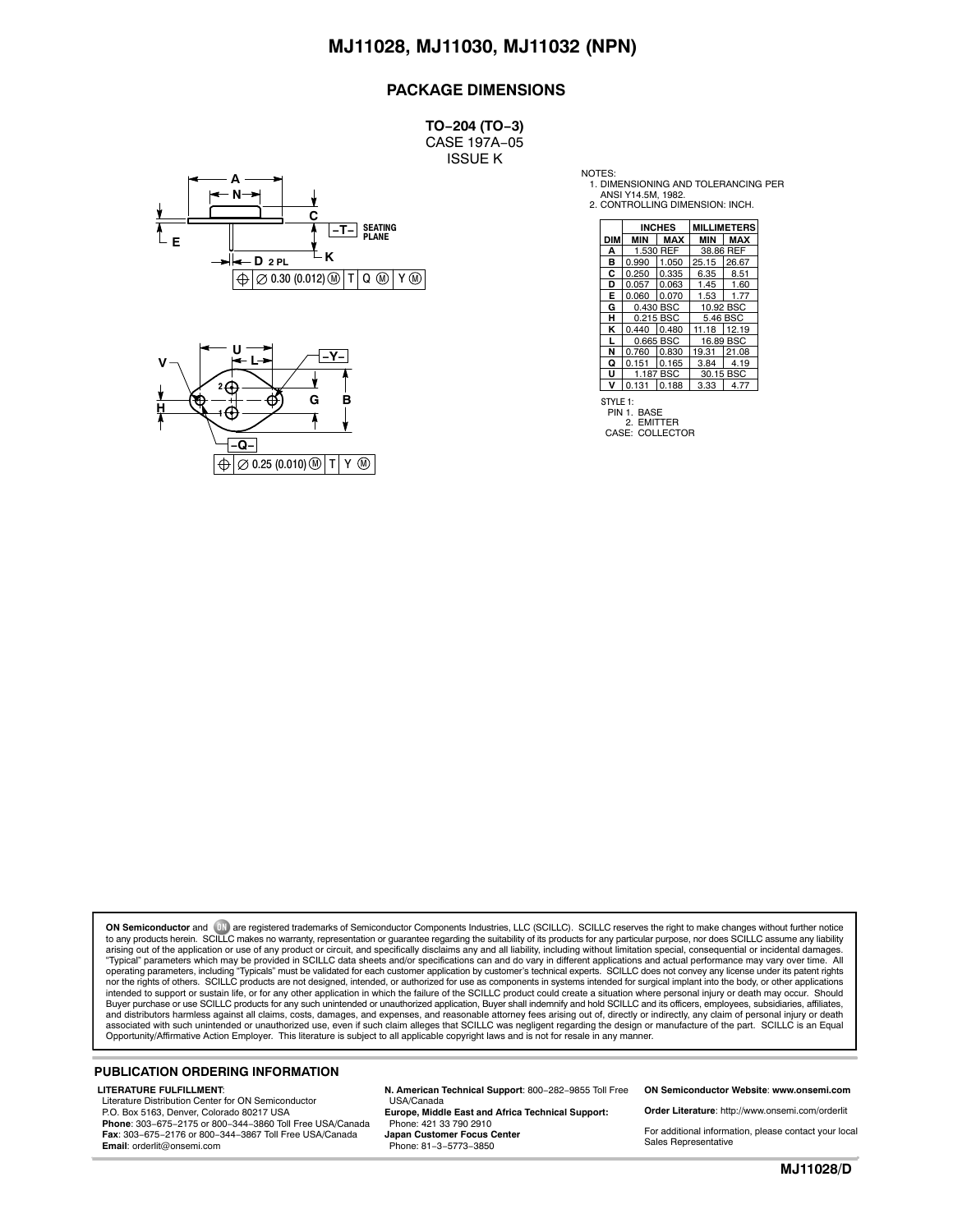## PACKAGE DIMENSIONS

**TO−204 (TO−3)**
CASE 197A−05
ISSUE K

A
N
C
−T− SEATING PLANE
E
K
D 2 PL
0.30 (0.012) M T Q M Y M

U
L
V
−Y−
2
H
G
B
1
−Q−
0.25 (0.010) M T Y M

NOTES:
1. DIMENSIONING AND TOLERANCING PER ANSI Y14.5M, 1982.
2. CONTROLLING DIMENSION: INCH.

| | INCHES | | MILLIMETERS | |
|---|---|---|---|---|
| DIM | MIN | MAX | MIN | MAX |
| A | 1.530 REF | | 38.86 REF | |
| B | 0.990 | 1.050 | 25.15 | 26.67 |
| C | 0.250 | 0.335 | 6.35 | 8.51 |
| D | 0.057 | 0.063 | 1.45 | 1.60 |
| E | 0.060 | 0.070 | 1.53 | 1.77 |
| G | 0.430 BSC | | 10.92 BSC | |
| H | 0.215 BSC | | 5.46 BSC | |
| K | 0.440 | 0.480 | 11.18 | 12.19 |
| L | 0.665 BSC | | 16.89 BSC | |
| N | 0.760 | 0.830 | 19.31 | 21.08 |
| Q | 0.151 | 0.165 | 3.84 | 4.19 |
| U | 1.187 BSC | | 30.15 BSC | |
| V | 0.131 | 0.188 | 3.33 | 4.77 |

STYLE 1:
PIN 1. BASE
2. EMITTER
CASE: COLLECTOR

**ON Semiconductor** and ON are registered trademarks of Semiconductor Components Industries, LLC (SCILLC). SCILLC reserves the right to make changes without further notice to any products herein. SCILLC makes no warranty, representation or guarantee regarding the suitability of its products for any particular purpose, nor does SCILLC assume any liability arising out of the application or use of any product or circuit, and specifically disclaims any and all liability, including without limitation special, consequential or incidental damages. "Typical" parameters which may be provided in SCILLC data sheets and/or specifications can and do vary in different applications and actual performance may vary over time. All operating parameters, including "Typicals" must be validated for each customer application by customer's technical experts. SCILLC does not convey any license under its patent rights nor the rights of others. SCILLC products are not designed, intended, or authorized for use as components in systems intended for surgical implant into the body, or other applications intended to support or sustain life, or for any other application in which the failure of the SCILLC product could create a situation where personal injury or death may occur. Should Buyer purchase or use SCILLC products for any such unintended or unauthorized application, Buyer shall indemnify and hold SCILLC and its officers, employees, subsidiaries, affiliates, and distributors harmless against all claims, costs, damages, and expenses, and reasonable attorney fees arising out of, directly or indirectly, any claim of personal injury or death associated with such unintended or unauthorized use, even if such claim alleges that SCILLC was negligent regarding the design or manufacture of the part. SCILLC is an Equal Opportunity/Affirmative Action Employer. This literature is subject to all applicable copyright laws and is not for resale in any manner.

### PUBLICATION ORDERING INFORMATION

**LITERATURE FULFILLMENT**:
Literature Distribution Center for ON Semiconductor
P.O. Box 5163, Denver, Colorado 80217 USA
**Phone**: 303−675−2175 or 800−344−3860 Toll Free USA/Canada
**Fax**: 303−675−2176 or 800−344−3867 Toll Free USA/Canada
**Email**: orderlit@onsemi.com

**N. American Technical Support**: 800−282−9855 Toll Free USA/Canada
**Europe, Middle East and Africa Technical Support:**
Phone: 421 33 790 2910
**Japan Customer Focus Center**
Phone: 81−3−5773−3850

**ON Semiconductor Website**: **www.onsemi.com**

**Order Literature**: http://www.onsemi.com/orderlit

For additional information, please contact your local Sales Representative

**MJ11028/D**